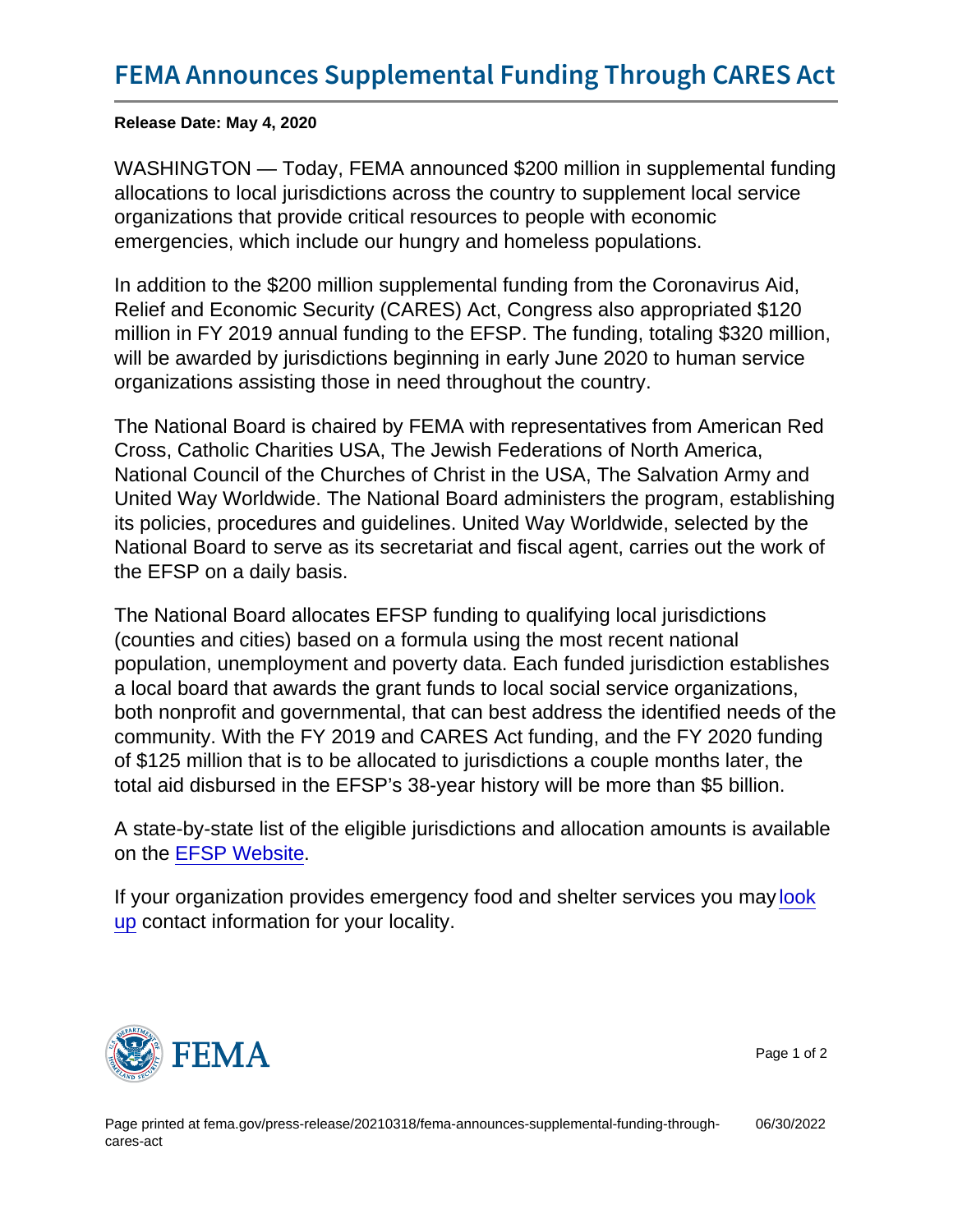# FEMA Announces Supplemental Funding Through CARES Act

**Release Date: May 4, 2020**

WASHINGTON — Today, FEMA announced $200 million in supplemental funding allocations to local jurisdictions across the country to supplement local service organizations that provide critical resources to people with economic emergencies, which include our hungry and homeless populations.

In addition to the $200 million supplemental funding from the Coronavirus Aid, Relief and Economic Security (CARES) Act, Congress also appropriated $120 million in FY 2019 annual funding to the EFSP. The funding, totaling $320 million, will be awarded by jurisdictions beginning in early June 2020 to human service organizations assisting those in need throughout the country.

The National Board is chaired by FEMA with representatives from American Red Cross, Catholic Charities USA, The Jewish Federations of North America, National Council of the Churches of Christ in the USA, The Salvation Army and United Way Worldwide. The National Board administers the program, establishing its policies, procedures and guidelines. United Way Worldwide, selected by the National Board to serve as its secretariat and fiscal agent, carries out the work of the EFSP on a daily basis.

The National Board allocates EFSP funding to qualifying local jurisdictions (counties and cities) based on a formula using the most recent national population, unemployment and poverty data. Each funded jurisdiction establishes a local board that awards the grant funds to local social service organizations, both nonprofit and governmental, that can best address the identified needs of the community. With the FY 2019 and CARES Act funding, and the FY 2020 funding of $125 million that is to be allocated to jurisdictions a couple months later, the total aid disbursed in the EFSP's 38-year history will be more than $5 billion.

A state-by-state list of the eligible jurisdictions and allocation amounts is available on the EFSP Website.

If your organization provides emergency food and shelter services you may look up contact information for your locality.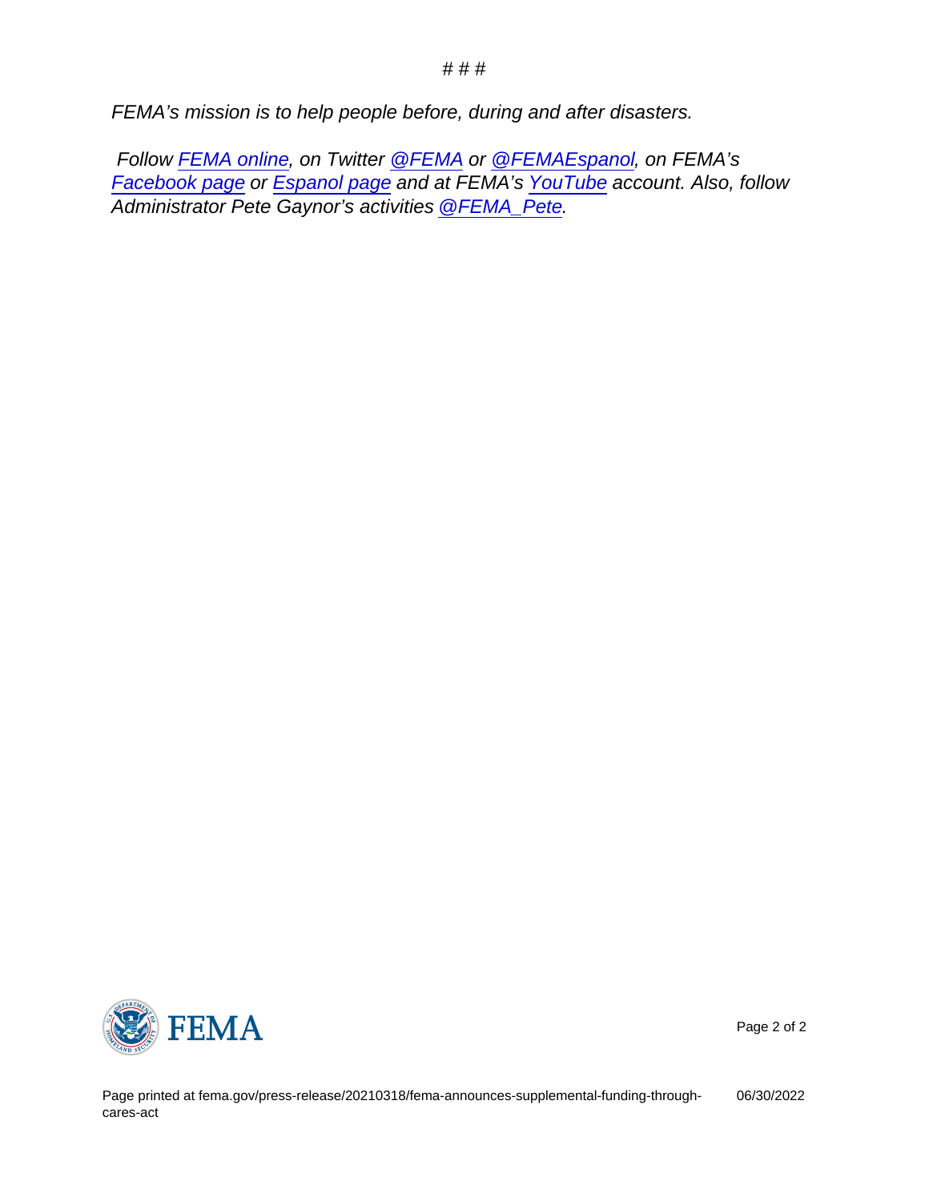# # #

*FEMA's mission is to help people before, during and after disasters.*

*Follow FEMA online, on Twitter @FEMA or @FEMAEspanol, on FEMA's Facebook page or Espanol page and at FEMA's YouTube account. Also, follow Administrator Pete Gaynor's activities @FEMA_Pete.*